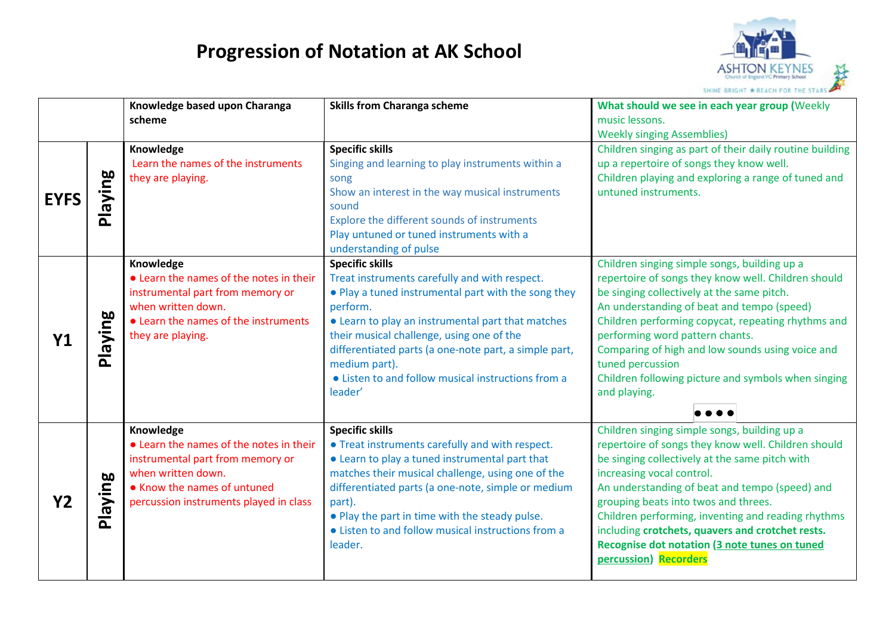# Progression of Notation at AK School

| | | Knowledge based upon Charanga scheme | Skills from Charanga scheme | What should we see in each year group (Weekly music lessons. Weekly singing Assemblies) |
|---|---|---|---|---|
| **EYFS** | **Playing** | **Knowledge**<br>Learn the names of the instruments they are playing. | **Specific skills**<br>Singing and learning to play instruments within a song<br>Show an interest in the way musical instruments sound<br>Explore the different sounds of instruments<br>Play untuned or tuned instruments with a understanding of pulse | Children singing as part of their daily routine building up a repertoire of songs they know well.<br>Children playing and exploring a range of tuned and untuned instruments. |
| **Y1** | **Playing** | **Knowledge**<br>● Learn the names of the notes in their instrumental part from memory or when written down.<br>● Learn the names of the instruments they are playing. | **Specific skills**<br>Treat instruments carefully and with respect.<br>● Play a tuned instrumental part with the song they perform.<br>● Learn to play an instrumental part that matches their musical challenge, using one of the differentiated parts (a one-note part, a simple part, medium part).<br>● Listen to and follow musical instructions from a leader' | Children singing simple songs, building up a repertoire of songs they know well. Children should be singing collectively at the same pitch.<br>An understanding of beat and tempo (speed)<br>Children performing copycat, repeating rhythms and performing word pattern chants.<br>Comparing of high and low sounds using voice and tuned percussion<br>Children following picture and symbols when singing and playing.<br>●●●● |
| **Y2** | **Playing** | **Knowledge**<br>● Learn the names of the notes in their instrumental part from memory or when written down.<br>● Know the names of untuned percussion instruments played in class | **Specific skills**<br>● Treat instruments carefully and with respect.<br>● Learn to play a tuned instrumental part that matches their musical challenge, using one of the differentiated parts (a one-note, simple or medium part).<br>● Play the part in time with the steady pulse.<br>● Listen to and follow musical instructions from a leader. | Children singing simple songs, building up a repertoire of songs they know well. Children should be singing collectively at the same pitch with increasing vocal control.<br>An understanding of beat and tempo (speed) and grouping beats into twos and threes.<br>Children performing, inventing and reading rhythms including **crotchets, quavers and crotchet rests.**<br>**Recognise dot notation (3 note tunes on tuned percussion) Recorders** |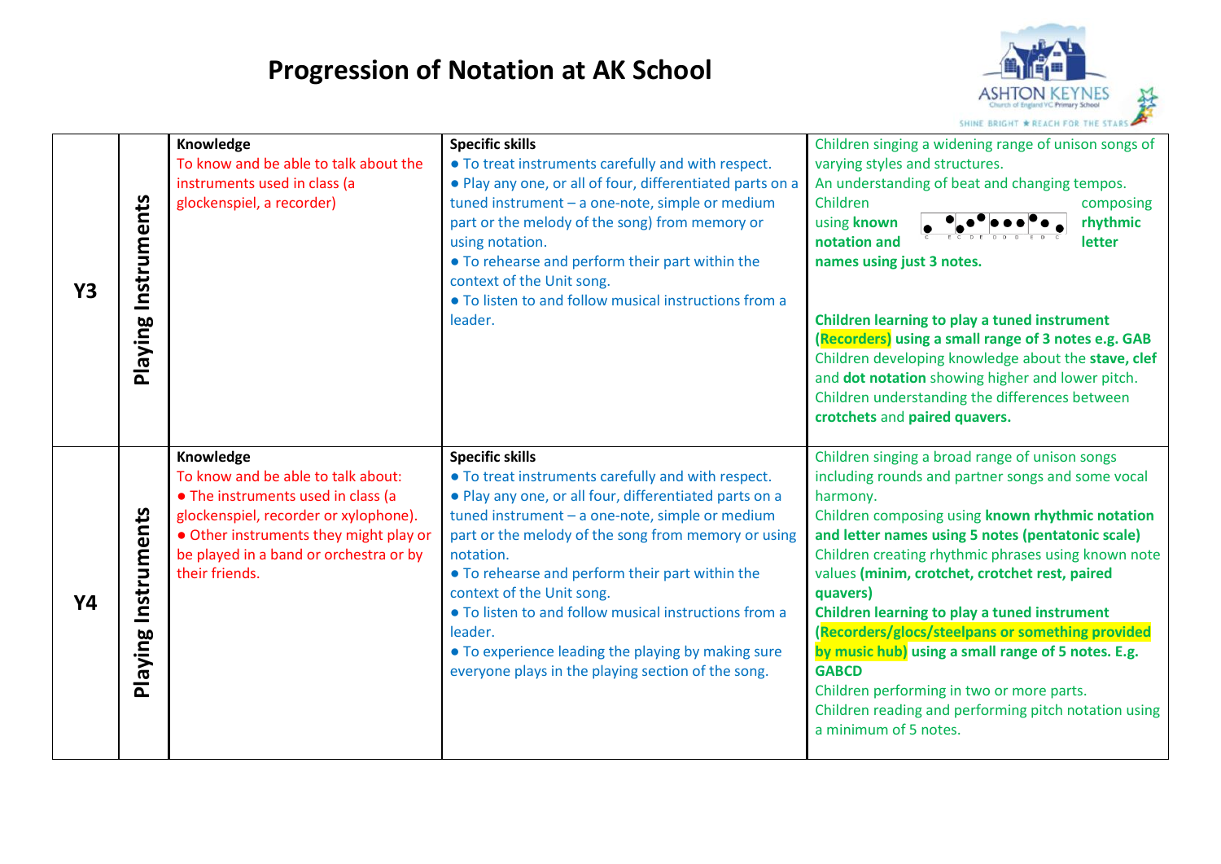# Progression of Notation at AK School

| | | | | |
|---|---|---|---|---|
| **Y3** | **Playing Instruments** | **Knowledge**<br>To know and be able to talk about the instruments used in class (a glockenspiel, a recorder) | **Specific skills**<br>● To treat instruments carefully and with respect.<br>● Play any one, or all of four, differentiated parts on a tuned instrument – a one-note, simple or medium part or the melody of the song) from memory or using notation.<br>● To rehearse and perform their part within the context of the Unit song.<br>● To listen to and follow musical instructions from a leader. | Children singing a widening range of unison songs of varying styles and structures.<br>An understanding of beat and changing tempos.<br>Children composing using **known rhythmic notation and letter names using just 3 notes.**<br><br>**Children learning to play a tuned instrument (Recorders) using a small range of 3 notes e.g. GAB**<br>Children developing knowledge about the **stave, clef** and **dot notation** showing higher and lower pitch.<br>Children understanding the differences between **crotchets** and **paired quavers.** |
| **Y4** | **Playing Instruments** | **Knowledge**<br>To know and be able to talk about:<br>● The instruments used in class (a glockenspiel, recorder or xylophone).<br>● Other instruments they might play or be played in a band or orchestra or by their friends. | **Specific skills**<br>● To treat instruments carefully and with respect.<br>● Play any one, or all four, differentiated parts on a tuned instrument – a one-note, simple or medium part or the melody of the song from memory or using notation.<br>● To rehearse and perform their part within the context of the Unit song.<br>● To listen to and follow musical instructions from a leader.<br>● To experience leading the playing by making sure everyone plays in the playing section of the song. | Children singing a broad range of unison songs including rounds and partner songs and some vocal harmony.<br>Children composing using **known rhythmic notation and letter names using 5 notes (pentatonic scale)**<br>Children creating rhythmic phrases using known note values **(minim, crotchet, crotchet rest, paired quavers)**<br>**Children learning to play a tuned instrument (Recorders/glocs/steelpans or something provided by music hub) using a small range of 5 notes. E.g. GABCD**<br>Children performing in two or more parts.<br>Children reading and performing pitch notation using a minimum of 5 notes. |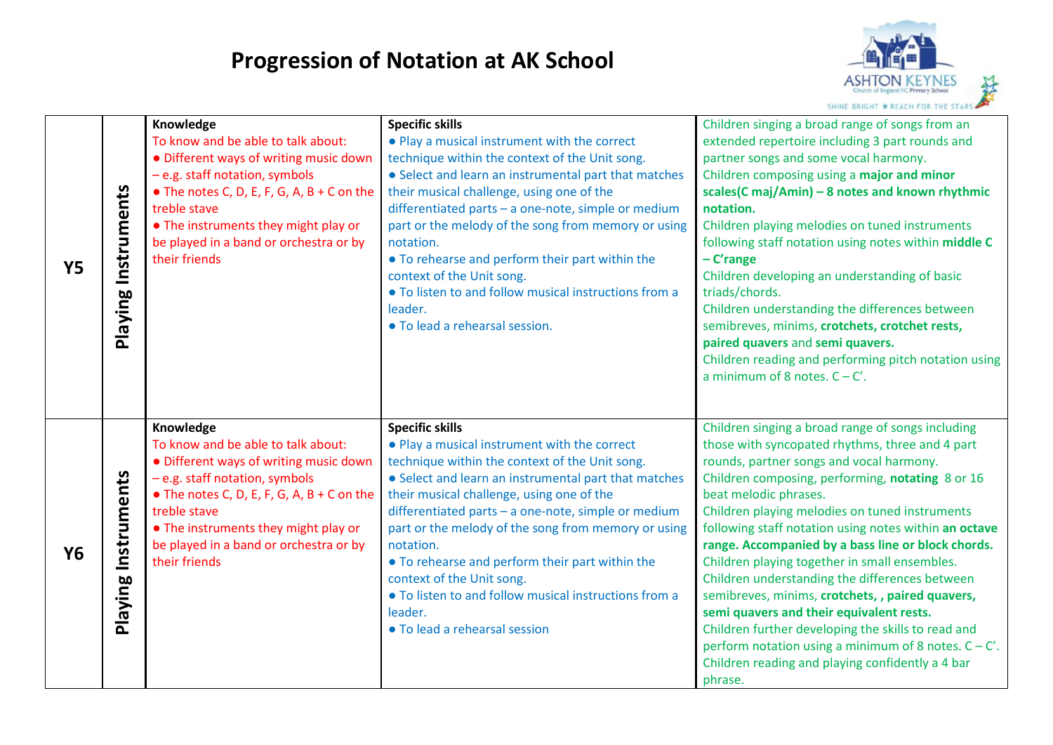# Progression of Notation at AK School

| | | | | |
|---|---|---|---|---|
| **Y5** | **Playing Instruments** | **Knowledge**<br>To know and be able to talk about:<br>● Different ways of writing music down – e.g. staff notation, symbols<br>● The notes C, D, E, F, G, A, B + C on the treble stave<br>● The instruments they might play or be played in a band or orchestra or by their friends | **Specific skills**<br>● Play a musical instrument with the correct technique within the context of the Unit song.<br>● Select and learn an instrumental part that matches their musical challenge, using one of the differentiated parts – a one-note, simple or medium part or the melody of the song from memory or using notation.<br>● To rehearse and perform their part within the context of the Unit song.<br>● To listen to and follow musical instructions from a leader.<br>● To lead a rehearsal session. | Children singing a broad range of songs from an extended repertoire including 3 part rounds and partner songs and some vocal harmony.<br>Children composing using a **major and minor scales(C maj/Amin) – 8 notes and known rhythmic notation.**<br>Children playing melodies on tuned instruments following staff notation using notes within **middle C – C'range**<br>Children developing an understanding of basic triads/chords.<br>Children understanding the differences between semibreves, minims, **crotchets, crotchet rests, paired quavers** and **semi quavers.**<br>Children reading and performing pitch notation using a minimum of 8 notes. C – C'. |
| **Y6** | **Playing Instruments** | **Knowledge**<br>To know and be able to talk about:<br>● Different ways of writing music down – e.g. staff notation, symbols<br>● The notes C, D, E, F, G, A, B + C on the treble stave<br>● The instruments they might play or be played in a band or orchestra or by their friends | **Specific skills**<br>● Play a musical instrument with the correct technique within the context of the Unit song.<br>● Select and learn an instrumental part that matches their musical challenge, using one of the differentiated parts – a one-note, simple or medium part or the melody of the song from memory or using notation.<br>● To rehearse and perform their part within the context of the Unit song.<br>● To listen to and follow musical instructions from a leader.<br>● To lead a rehearsal session | Children singing a broad range of songs including those with syncopated rhythms, three and 4 part rounds, partner songs and vocal harmony.<br>Children composing, performing, **notating** 8 or 16 beat melodic phrases.<br>Children playing melodies on tuned instruments following staff notation using notes within **an octave range. Accompanied by a bass line or block chords.**<br>Children playing together in small ensembles.<br>Children understanding the differences between semibreves, minims, **crotchets, , paired quavers, semi quavers and their equivalent rests.**<br>Children further developing the skills to read and perform notation using a minimum of 8 notes. C – C'.<br>Children reading and playing confidently a 4 bar phrase. |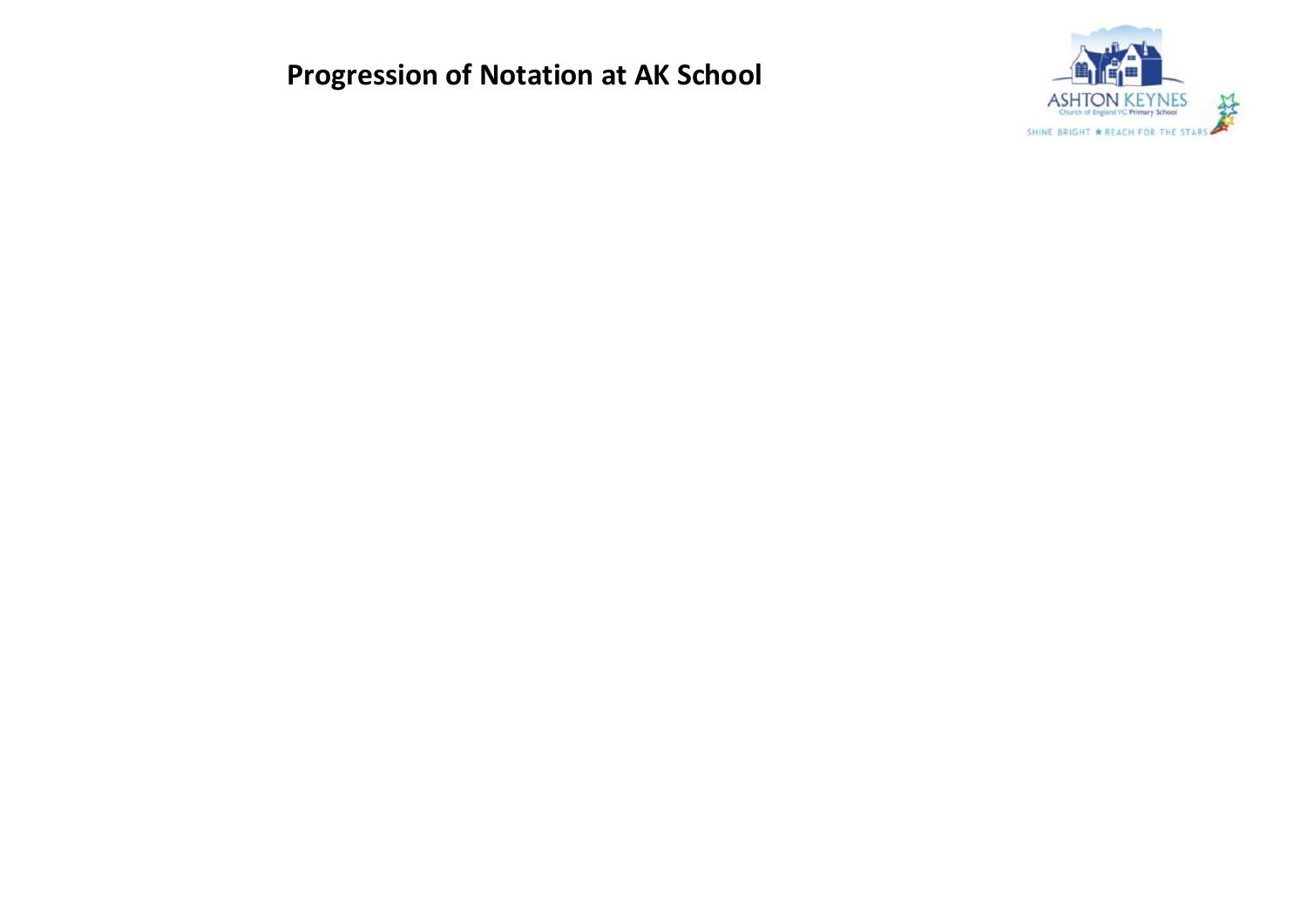**Progression of Notation at AK School**